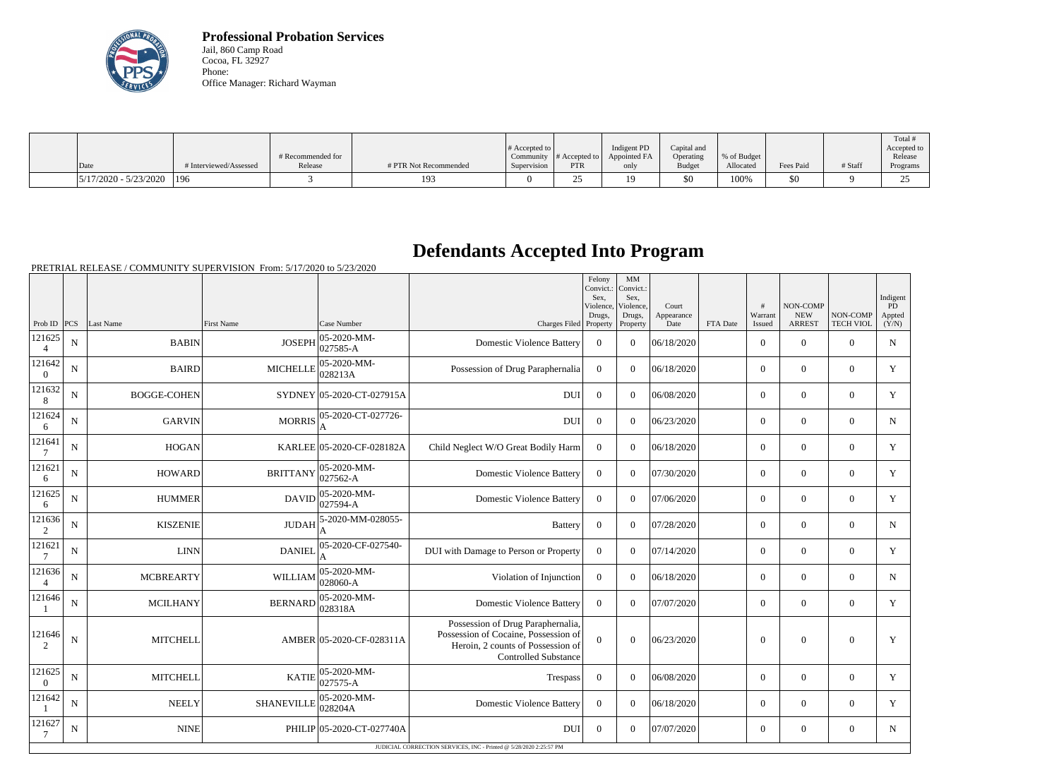**Professional Probation Services**
Jail, 860 Camp Road
Cocoa, FL 32927
Phone:
Office Manager: Richard Wayman

| Date | # Interviewed/Assessed | # Recommended for Release | # PTR Not Recommended | # Accepted to Community Supervision | # Accepted to PTR | Indigent PD Appointed FA only | Capital and Operating Budget | % of Budget Allocated | Fees Paid | # Staff | Total # Accepted to Release Programs |
|---|---|---|---|---|---|---|---|---|---|---|---|
| 5/17/2020 - 5/23/2020 | 196 | 3 | 193 | 0 | 25 | 19 | $0 | 100% | $0 | 9 | 25 |

# Defendants Accepted Into Program

PRETRIAL RELEASE / COMMUNITY SUPERVISION From: 5/17/2020 to 5/23/2020

| Prob ID | PCS | Last Name | First Name | Case Number | Charges Filed | Felony Convict.: Sex, Violence, Drugs, Property | MM Convict.: Sex, Violence, Drugs, Property | Court Appearance Date | FTA Date | # Warrant Issued | NON-COMP NEW ARREST | NON-COMP TECH VIOL | Indigent PD Appted (Y/N) |
|---|---|---|---|---|---|---|---|---|---|---|---|---|---|
| 1216254 | N | BABIN | JOSEPH | 05-2020-MM-027585-A | Domestic Violence Battery | 0 | 0 | 06/18/2020 | | 0 | 0 | 0 | N |
| 1216420 | N | BAIRD | MICHELLE | 05-2020-MM-028213A | Possession of Drug Paraphernalia | 0 | 0 | 06/18/2020 | | 0 | 0 | 0 | Y |
| 1216328 | N | BOGGE-COHEN | SYDNEY | 05-2020-CT-027915A | DUI | 0 | 0 | 06/08/2020 | | 0 | 0 | 0 | Y |
| 1216246 | N | GARVIN | MORRIS | 05-2020-CT-027726-A | DUI | 0 | 0 | 06/23/2020 | | 0 | 0 | 0 | N |
| 1216417 | N | HOGAN | KARLEE | 05-2020-CF-028182A | Child Neglect W/O Great Bodily Harm | 0 | 0 | 06/18/2020 | | 0 | 0 | 0 | Y |
| 1216216 | N | HOWARD | BRITTANY | 05-2020-MM-027562-A | Domestic Violence Battery | 0 | 0 | 07/30/2020 | | 0 | 0 | 0 | Y |
| 1216256 | N | HUMMER | DAVID | 05-2020-MM-027594-A | Domestic Violence Battery | 0 | 0 | 07/06/2020 | | 0 | 0 | 0 | Y |
| 1216362 | N | KISZENIE | JUDAH | 5-2020-MM-028055-A | Battery | 0 | 0 | 07/28/2020 | | 0 | 0 | 0 | N |
| 1216217 | N | LINN | DANIEL | 05-2020-CF-027540-A | DUI with Damage to Person or Property | 0 | 0 | 07/14/2020 | | 0 | 0 | 0 | Y |
| 1216364 | N | MCBREARTY | WILLIAM | 05-2020-MM-028060-A | Violation of Injunction | 0 | 0 | 06/18/2020 | | 0 | 0 | 0 | N |
| 1216461 | N | MCILHANY | BERNARD | 05-2020-MM-028318A | Domestic Violence Battery | 0 | 0 | 07/07/2020 | | 0 | 0 | 0 | Y |
| 1216462 | N | MITCHELL | AMBER | 05-2020-CF-028311A | Possession of Drug Paraphernalia, Possession of Cocaine, Possession of Heroin, 2 counts of Possession of Controlled Substance | 0 | 0 | 06/23/2020 | | 0 | 0 | 0 | Y |
| 1216250 | N | MITCHELL | KATIE | 05-2020-MM-027575-A | Trespass | 0 | 0 | 06/08/2020 | | 0 | 0 | 0 | Y |
| 1216421 | N | NEELY | SHANEVILLE | 05-2020-MM-028204A | Domestic Violence Battery | 0 | 0 | 06/18/2020 | | 0 | 0 | 0 | Y |
| 1216277 | N | NINE | PHILIP | 05-2020-CT-027740A | DUI | 0 | 0 | 07/07/2020 | | 0 | 0 | 0 | N |

JUDICIAL CORRECTION SERVICES, INC - Printed @ 5/28/2020 2:25:57 PM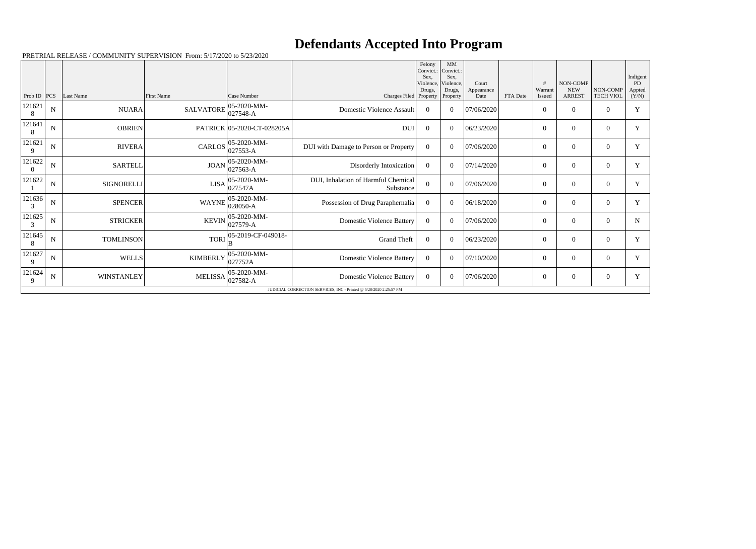# Defendants Accepted Into Program

PRETRIAL RELEASE / COMMUNITY SUPERVISION From: 5/17/2020 to 5/23/2020

| Prob ID | PCS | Last Name | First Name | Case Number | Charges Filed | Felony Convict.: Sex, Violence, Drugs, Property | MM Convict.: Sex, Violence, Drugs, Property | Court Appearance Date | FTA Date | # Warrant Issued | NON-COMP NEW ARREST | NON-COMP TECH VIOL | Indigent PD Appted (Y/N) |
|---|---|---|---|---|---|---|---|---|---|---|---|---|---|
| 1216218 | N | NUARA | SALVATORE | 05-2020-MM-027548-A | Domestic Violence Assault | 0 | 0 | 07/06/2020 | | 0 | 0 | 0 | Y |
| 1216418 | N | OBRIEN | PATRICK | 05-2020-CT-028205A | DUI | 0 | 0 | 06/23/2020 | | 0 | 0 | 0 | Y |
| 1216219 | N | RIVERA | CARLOS | 05-2020-MM-027553-A | DUI with Damage to Person or Property | 0 | 0 | 07/06/2020 | | 0 | 0 | 0 | Y |
| 1216220 | N | SARTELL | JOAN | 05-2020-MM-027563-A | Disorderly Intoxication | 0 | 0 | 07/14/2020 | | 0 | 0 | 0 | Y |
| 1216221 | N | SIGNORELLI | LISA | 05-2020-MM-027547A | DUI, Inhalation of Harmful Chemical Substance | 0 | 0 | 07/06/2020 | | 0 | 0 | 0 | Y |
| 1216363 | N | SPENCER | WAYNE | 05-2020-MM-028050-A | Possession of Drug Paraphernalia | 0 | 0 | 06/18/2020 | | 0 | 0 | 0 | Y |
| 1216253 | N | STRICKER | KEVIN | 05-2020-MM-027579-A | Domestic Violence Battery | 0 | 0 | 07/06/2020 | | 0 | 0 | 0 | N |
| 1216458 | N | TOMLINSON | TORI | 05-2019-CF-049018-B | Grand Theft | 0 | 0 | 06/23/2020 | | 0 | 0 | 0 | Y |
| 1216279 | N | WELLS | KIMBERLY | 05-2020-MM-027752A | Domestic Violence Battery | 0 | 0 | 07/10/2020 | | 0 | 0 | 0 | Y |
| 1216249 | N | WINSTANLEY | MELISSA | 05-2020-MM-027582-A | Domestic Violence Battery | 0 | 0 | 07/06/2020 | | 0 | 0 | 0 | Y |

JUDICIAL CORRECTION SERVICES, INC - Printed @ 5/28/2020 2:25:57 PM